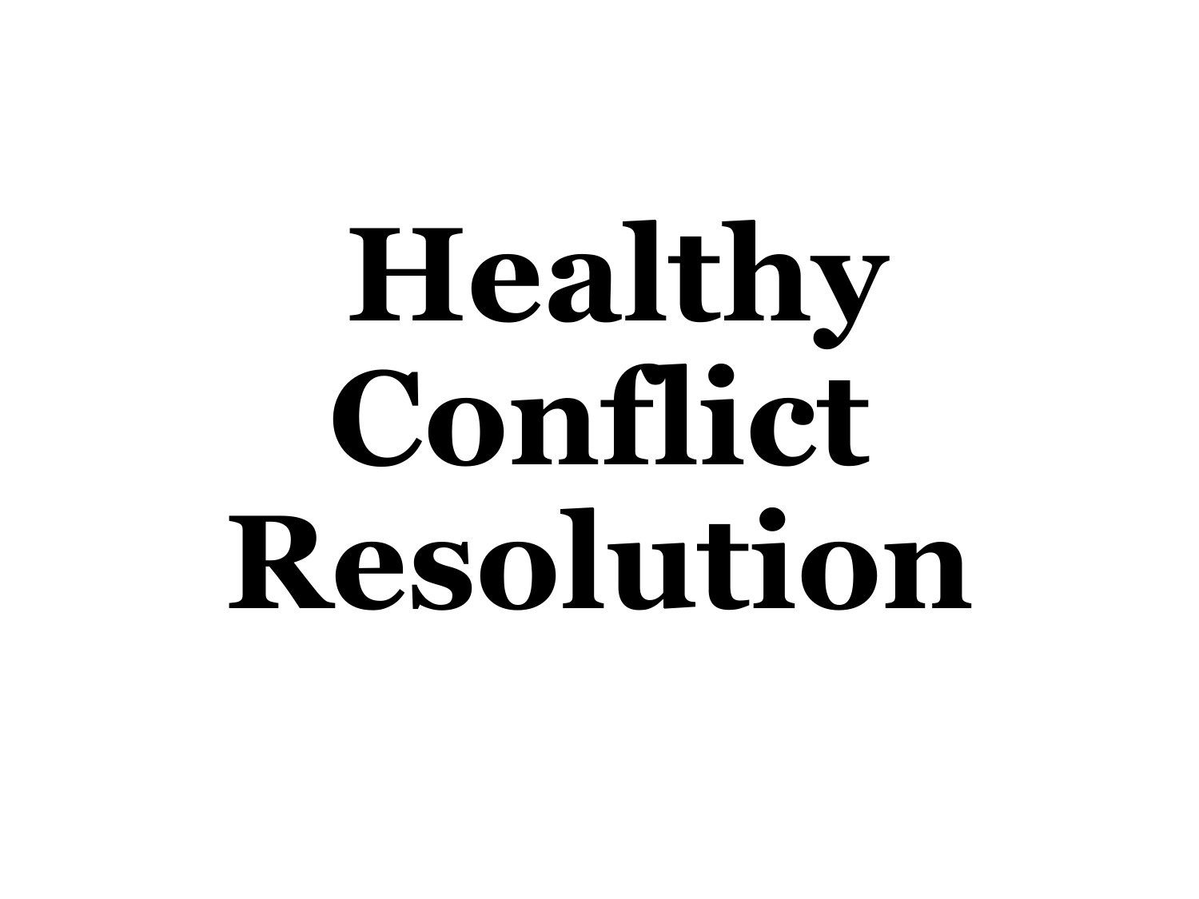# Healthy Conflict Resolution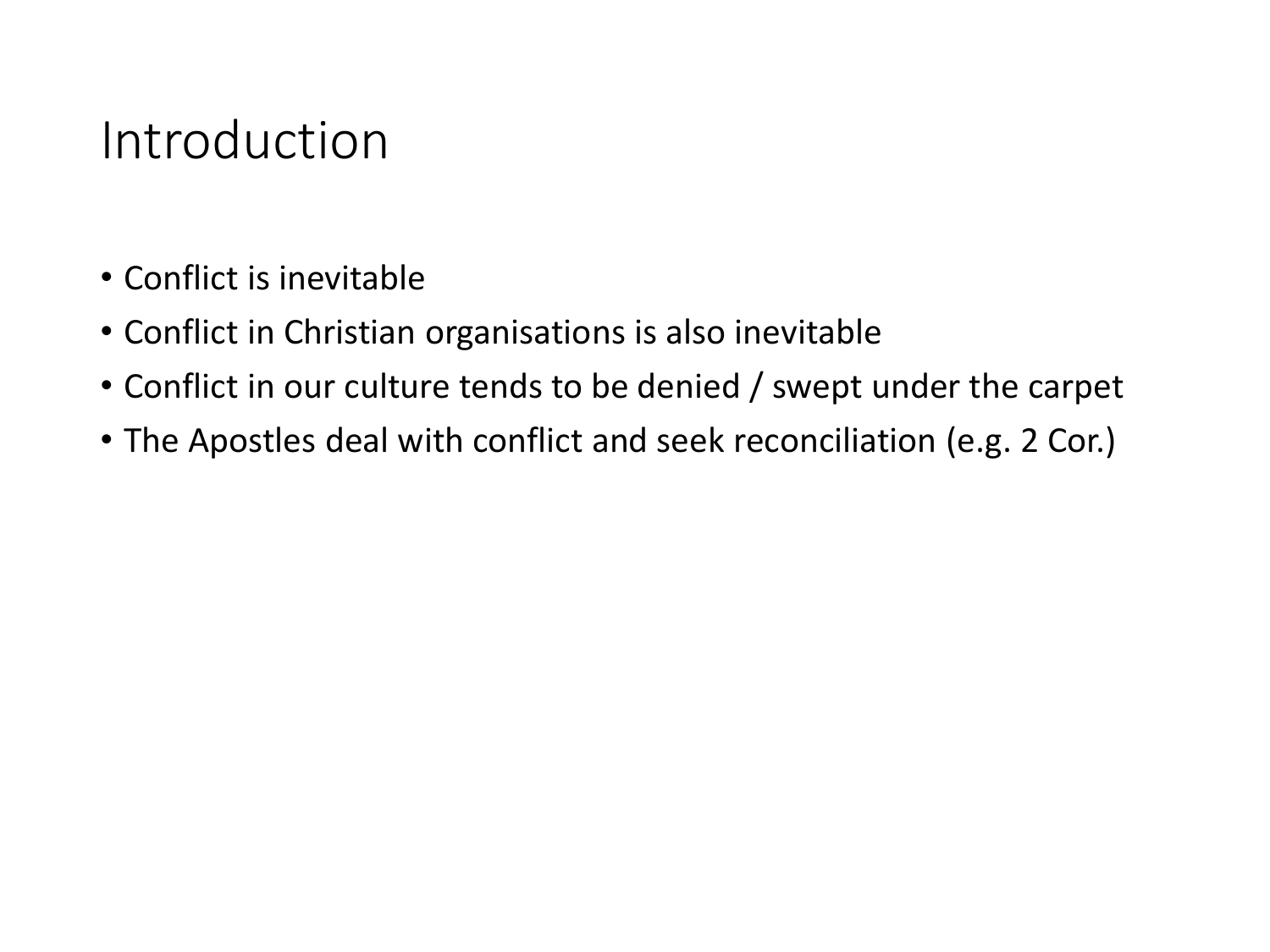# Introduction

- Conflict is inevitable
- Conflict in Christian organisations is also inevitable
- Conflict in our culture tends to be denied / swept under the carpet
- The Apostles deal with conflict and seek reconciliation (e.g. 2 Cor.)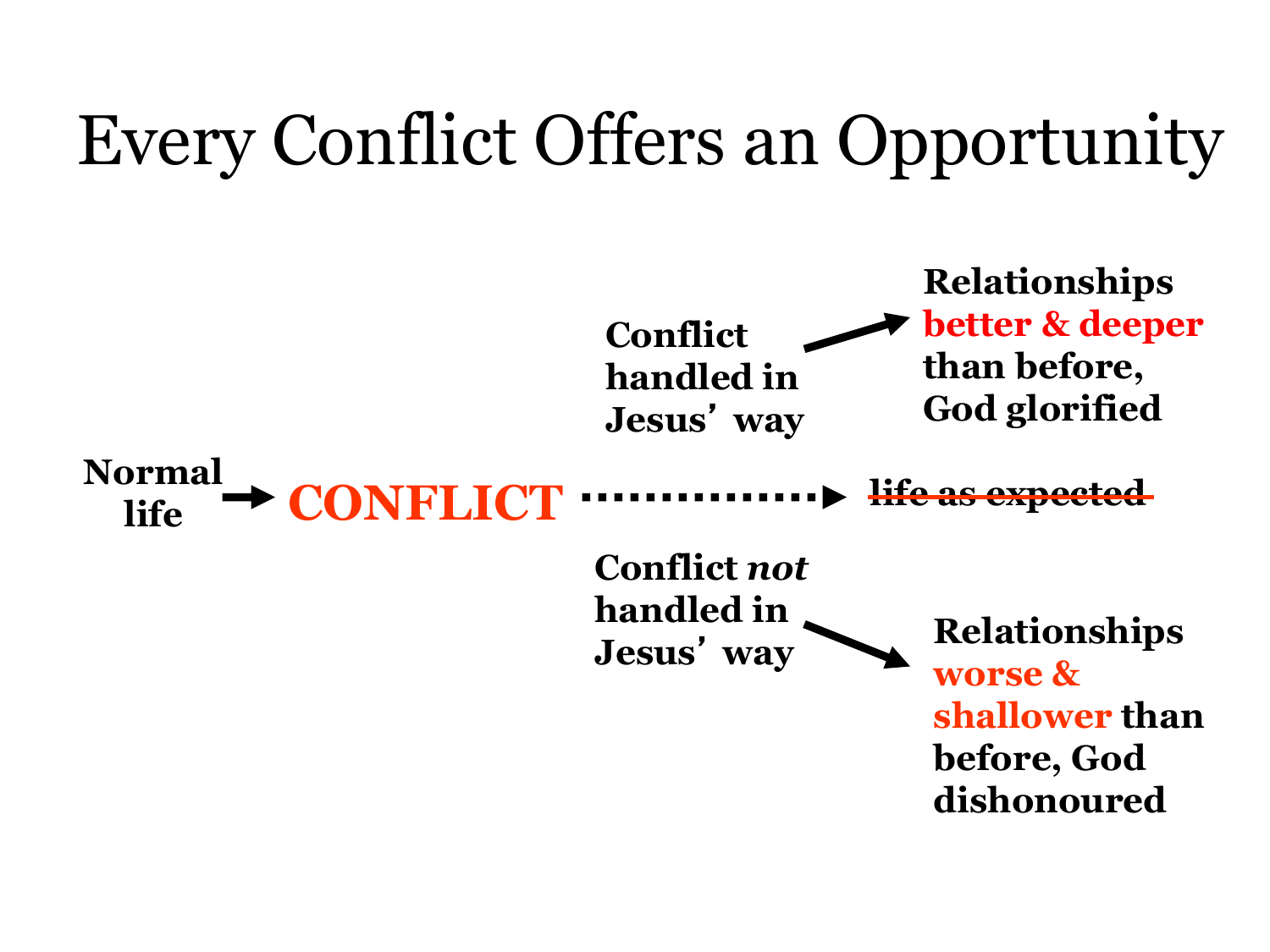# Every Conflict Offers an Opportunity

**Normal life** → **CONFLICT** ··············· → ~~**life as expected**~~

**Conflict handled in Jesus' way** → **Relationships better & deeper than before, God glorified**

**Conflict *not* handled in Jesus' way** → **Relationships worse & shallower than before, God dishonoured**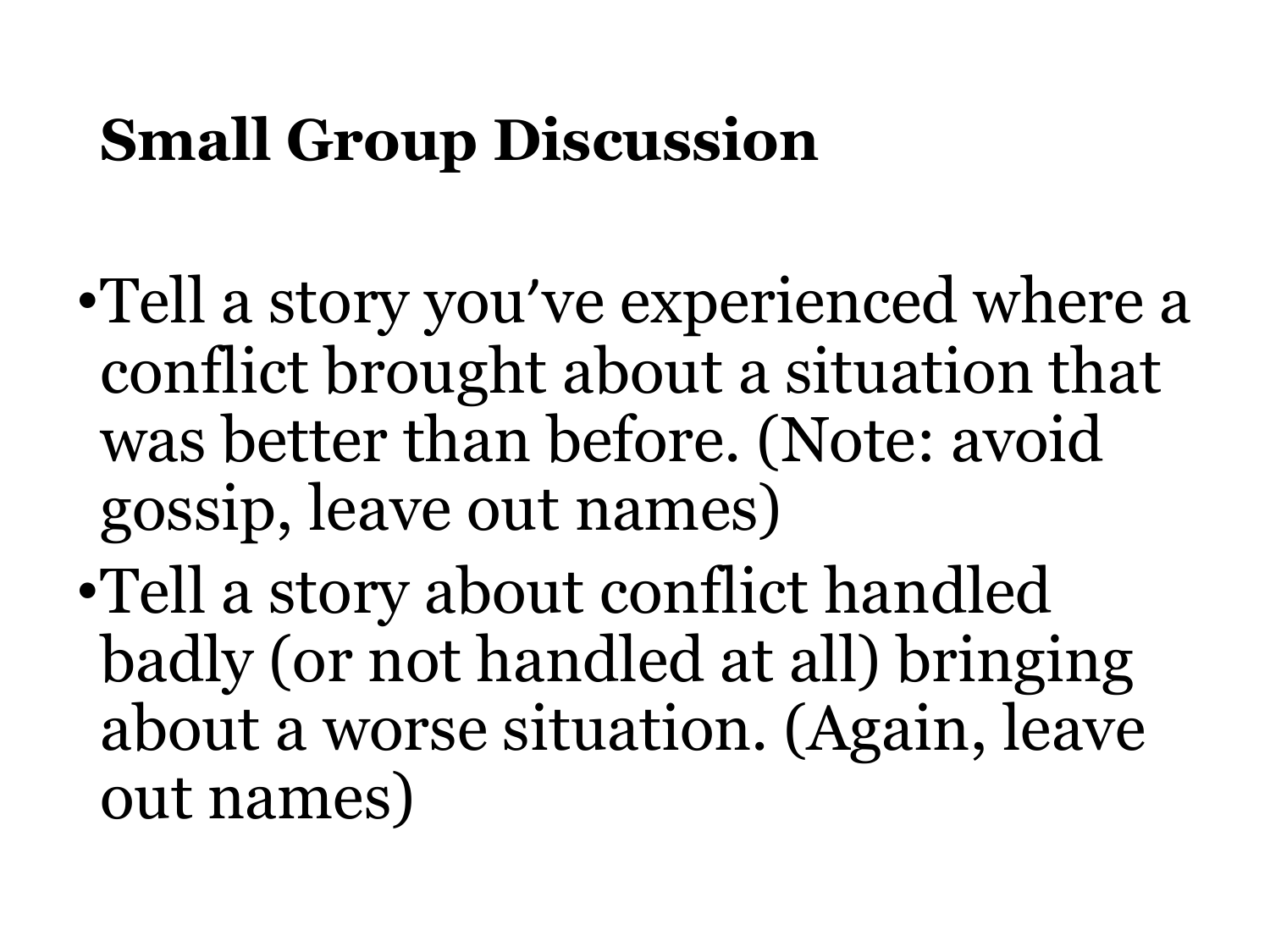# Small Group Discussion

- Tell a story you've experienced where a conflict brought about a situation that was better than before. (Note: avoid gossip, leave out names)
- Tell a story about conflict handled badly (or not handled at all) bringing about a worse situation. (Again, leave out names)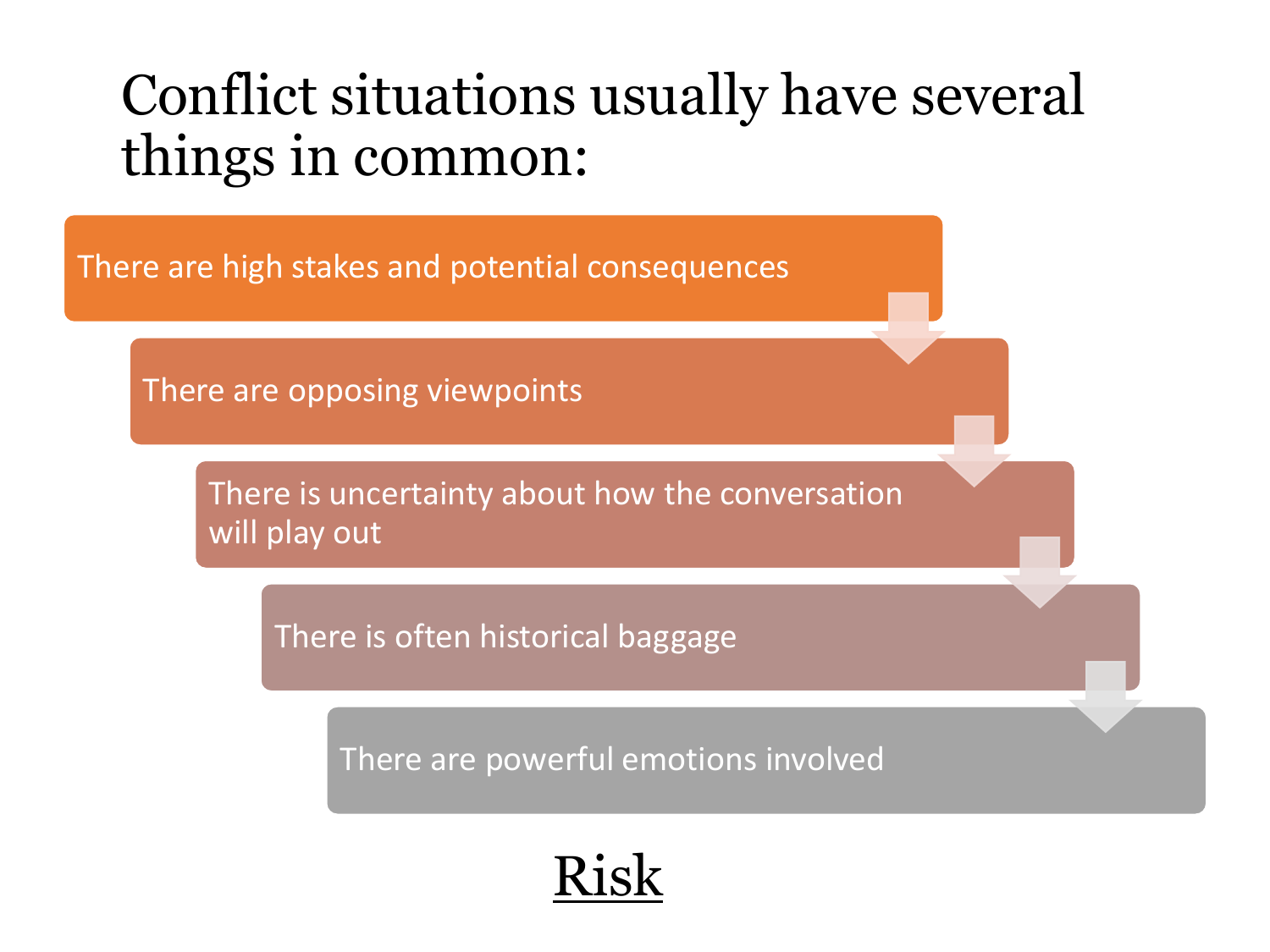# Conflict situations usually have several things in common:

- There are high stakes and potential consequences
- There are opposing viewpoints
- There is uncertainty about how the conversation will play out
- There is often historical baggage
- There are powerful emotions involved

<u>Risk</u>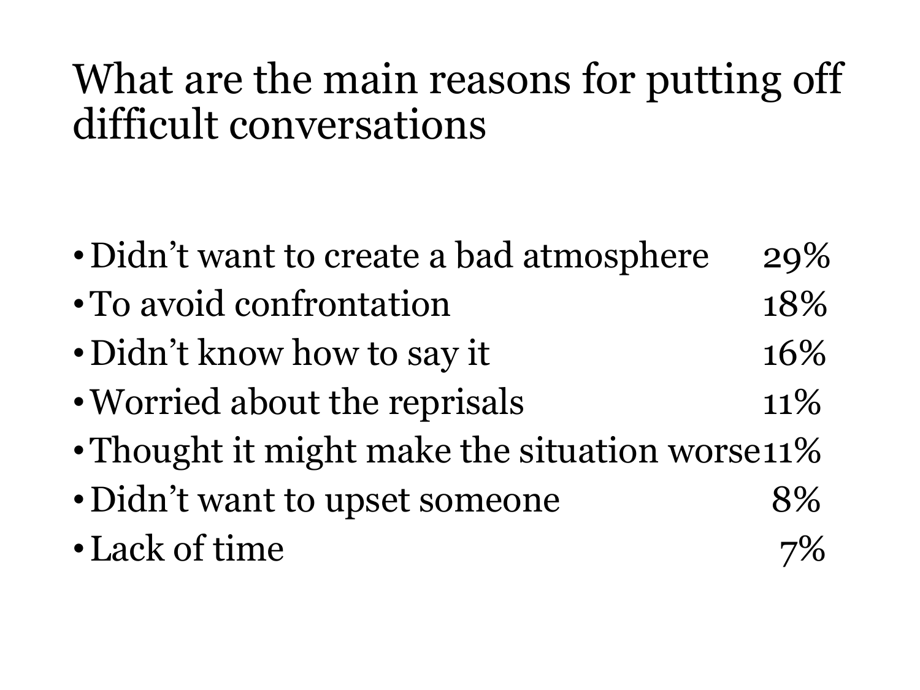# What are the main reasons for putting off difficult conversations

- Didn’t want to create a bad atmosphere 29%
- To avoid confrontation 18%
- Didn’t know how to say it 16%
- Worried about the reprisals 11%
- Thought it might make the situation worse 11%
- Didn’t want to upset someone 8%
- Lack of time 7%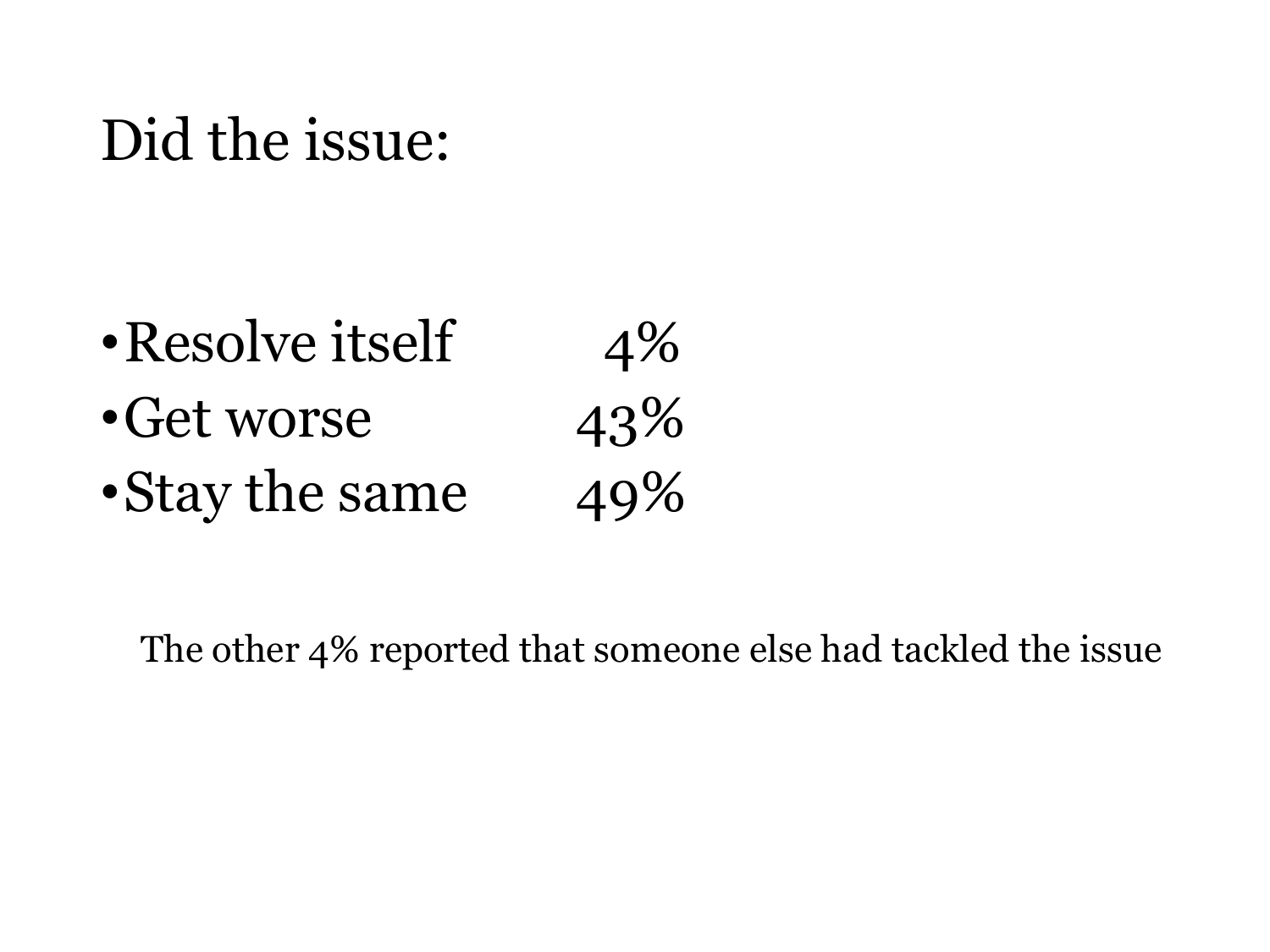# Did the issue:

- Resolve itself 4%
- Get worse 43%
- Stay the same 49%

The other 4% reported that someone else had tackled the issue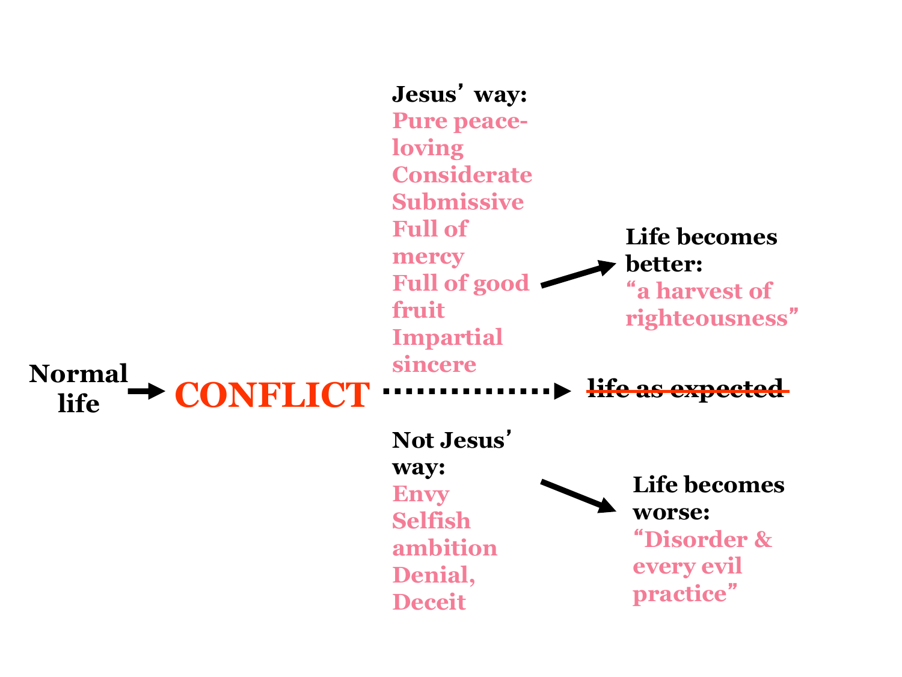Normal life → **CONFLICT** ⋯⋯⋯→ ~~life as expected~~

**Jesus' way:**

- Pure peace-loving
- Considerate
- Submissive
- Full of mercy
- Full of good fruit
- Impartial
- sincere

→ **Life becomes better:** "a harvest of righteousness"

**Not Jesus' way:**

- Envy
- Selfish ambition
- Denial,
- Deceit

→ **Life becomes worse:** "Disorder & every evil practice"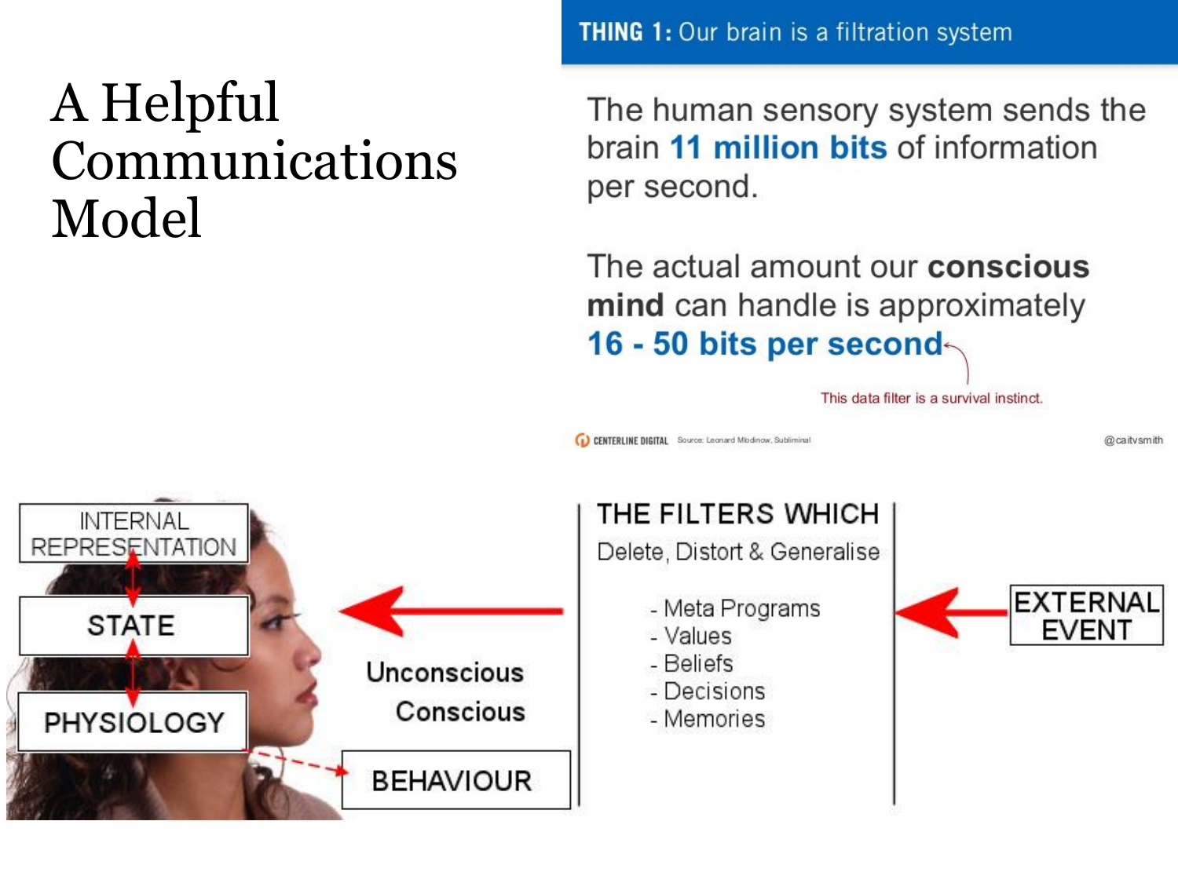# A Helpful Communications Model

**THING 1:** Our brain is a filtration system

The human sensory system sends the brain **11 million bits** of information per second.

The actual amount our **conscious mind** can handle is approximately **16 - 50 bits per second**

This data filter is a survival instinct.

CENTERLINE DIGITAL Source: Leonard Mlodinow, Subliminal @caitvsmith

INTERNAL REPRESENTATION

STATE

PHYSIOLOGY

Unconscious

Conscious

BEHAVIOUR

THE FILTERS WHICH

Delete, Distort & Generalise

- Meta Programs
- Values
- Beliefs
- Decisions
- Memories

EXTERNAL EVENT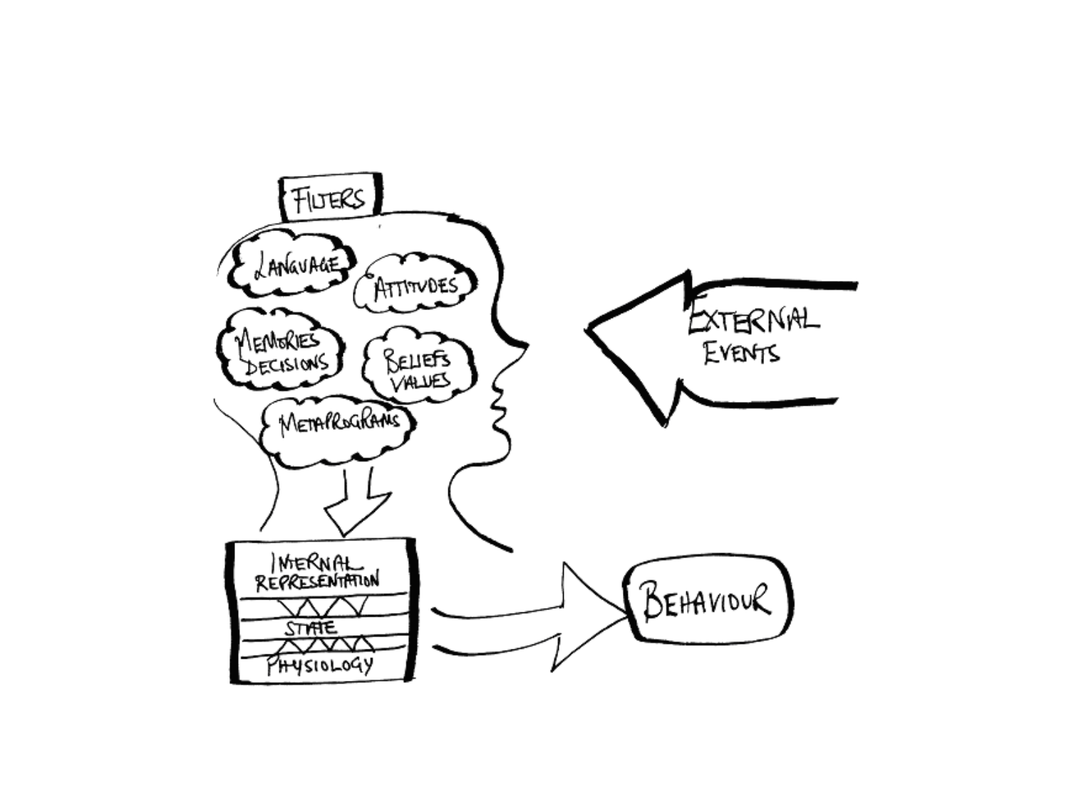FILTERS

LANGUAGE

ATTITUDES

MEMORIES
DECISIONS

BELIEFS
VALUES

METAPROGRAMS

EXTERNAL
EVENTS

INTERNAL
REPRESENTATION

STATE

PHYSIOLOGY

BEHAVIOUR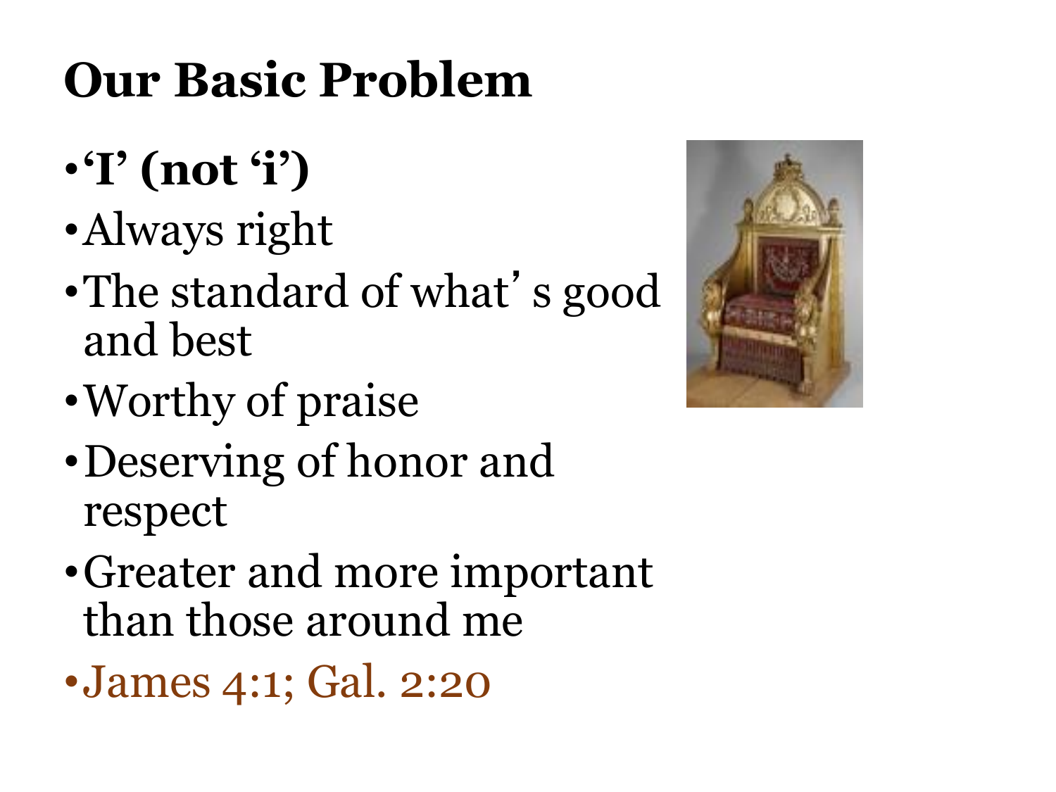# Our Basic Problem

- **'I' (not 'i')**
- Always right
- The standard of what's good and best
- Worthy of praise
- Deserving of honor and respect
- Greater and more important than those around me
- James 4:1; Gal. 2:20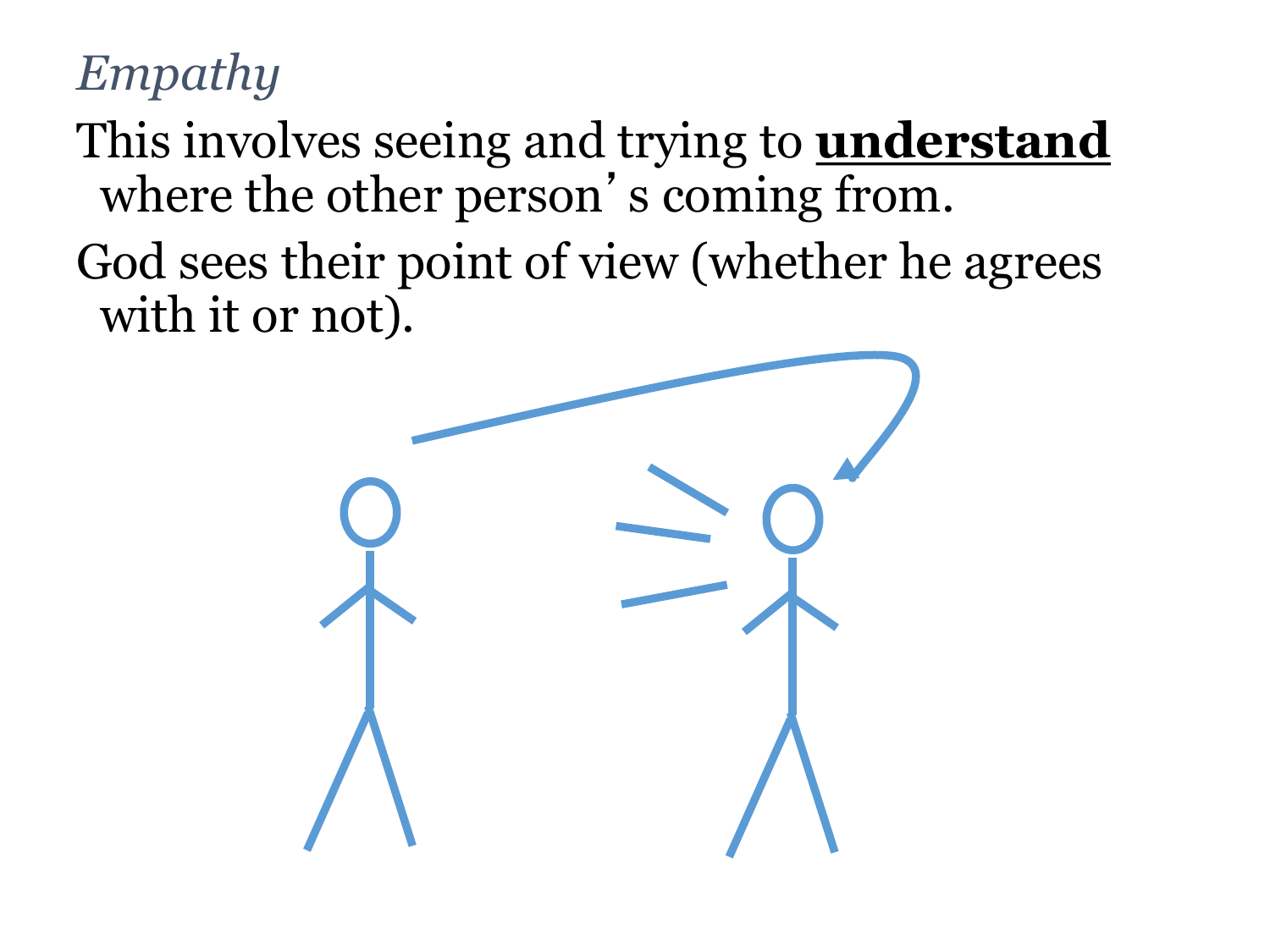*Empathy*

This involves seeing and trying to **understand** where the other person's coming from.

God sees their point of view (whether he agrees with it or not).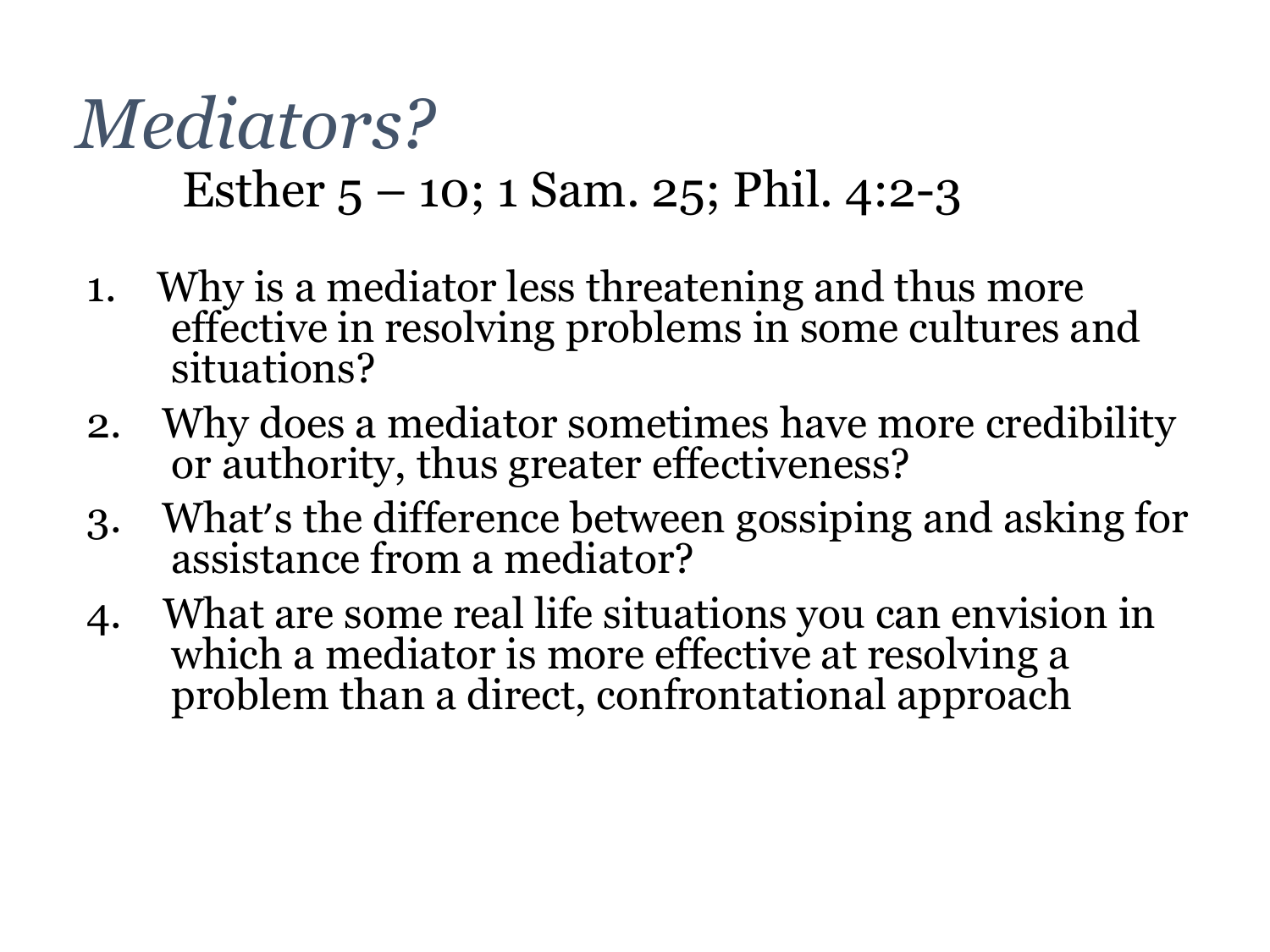# *Mediators?*

Esther 5 – 10; 1 Sam. 25; Phil. 4:2-3

1. Why is a mediator less threatening and thus more effective in resolving problems in some cultures and situations?
2. Why does a mediator sometimes have more credibility or authority, thus greater effectiveness?
3. What's the difference between gossiping and asking for assistance from a mediator?
4. What are some real life situations you can envision in which a mediator is more effective at resolving a problem than a direct, confrontational approach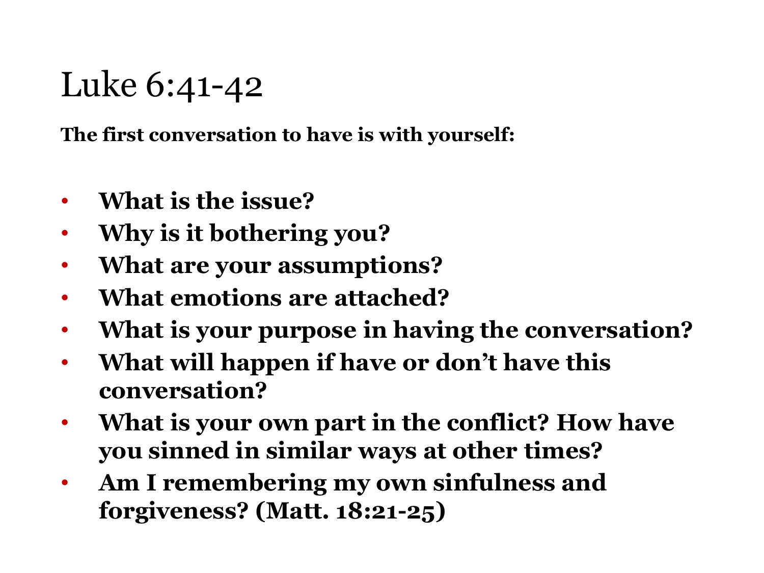# Luke 6:41-42

**The first conversation to have is with yourself:**

- **What is the issue?**
- **Why is it bothering you?**
- **What are your assumptions?**
- **What emotions are attached?**
- **What is your purpose in having the conversation?**
- **What will happen if have or don't have this conversation?**
- **What is your own part in the conflict? How have you sinned in similar ways at other times?**
- **Am I remembering my own sinfulness and forgiveness? (Matt. 18:21-25)**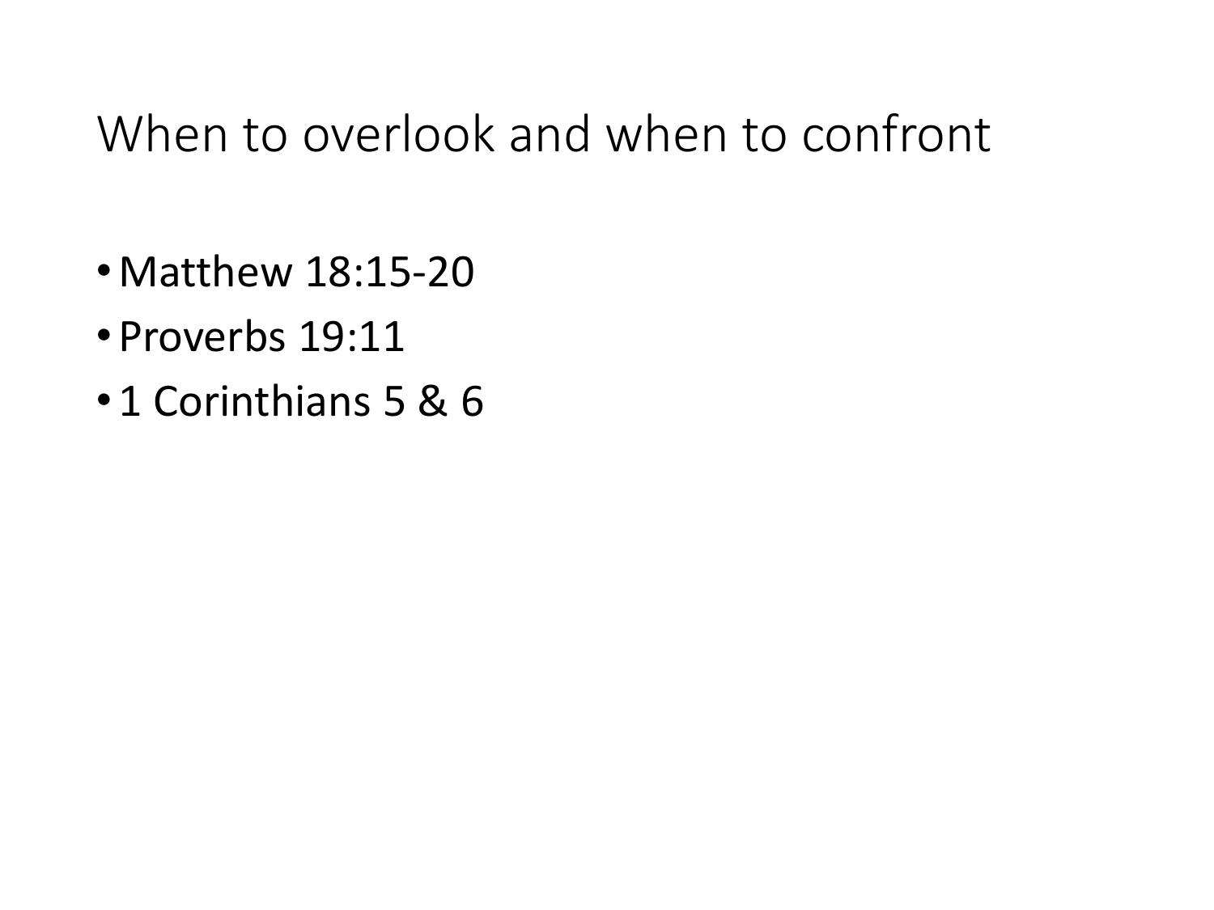# When to overlook and when to confront

- Matthew 18:15-20
- Proverbs 19:11
- 1 Corinthians 5 & 6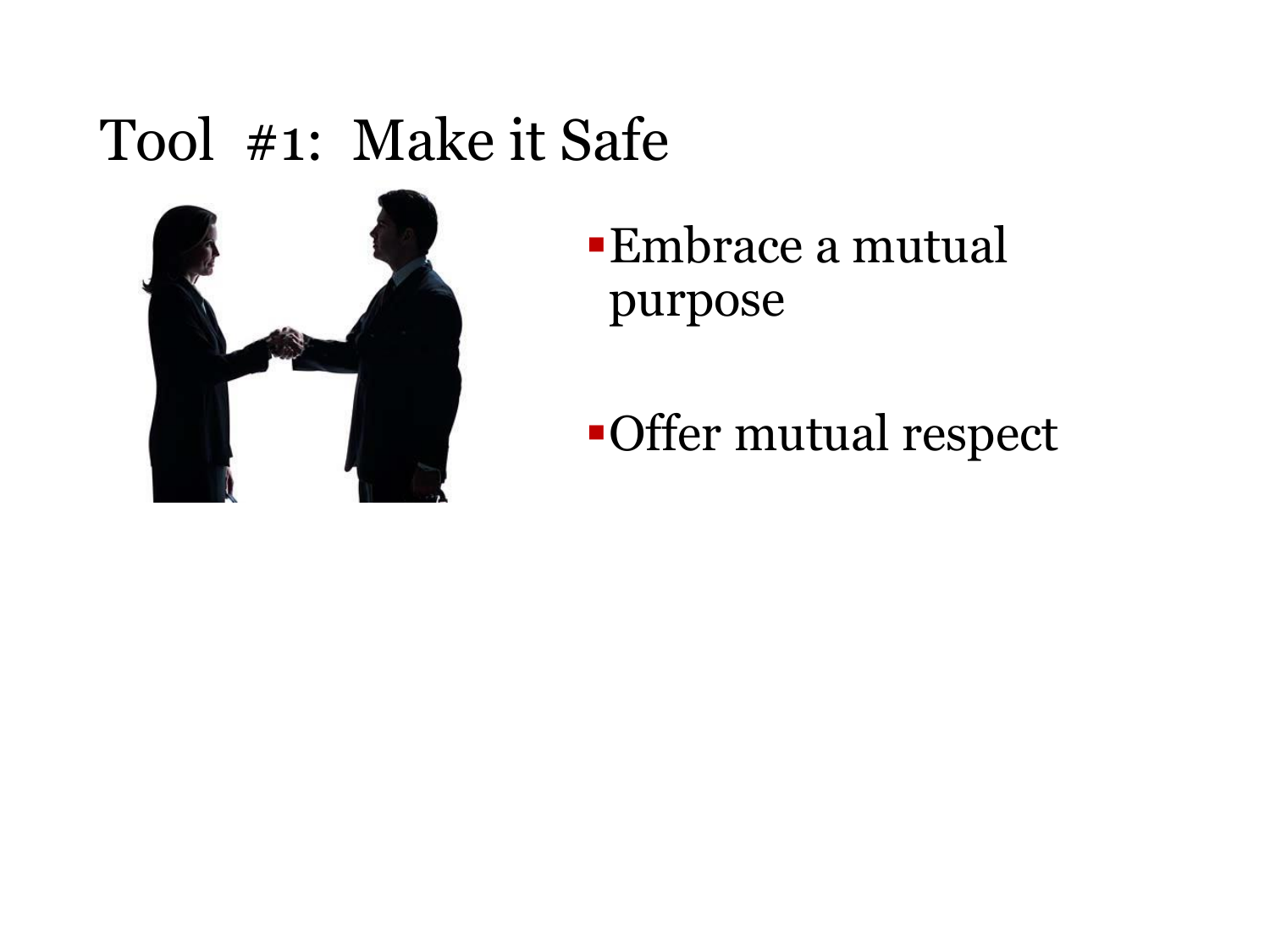# Tool #1: Make it Safe

- Embrace a mutual purpose
- Offer mutual respect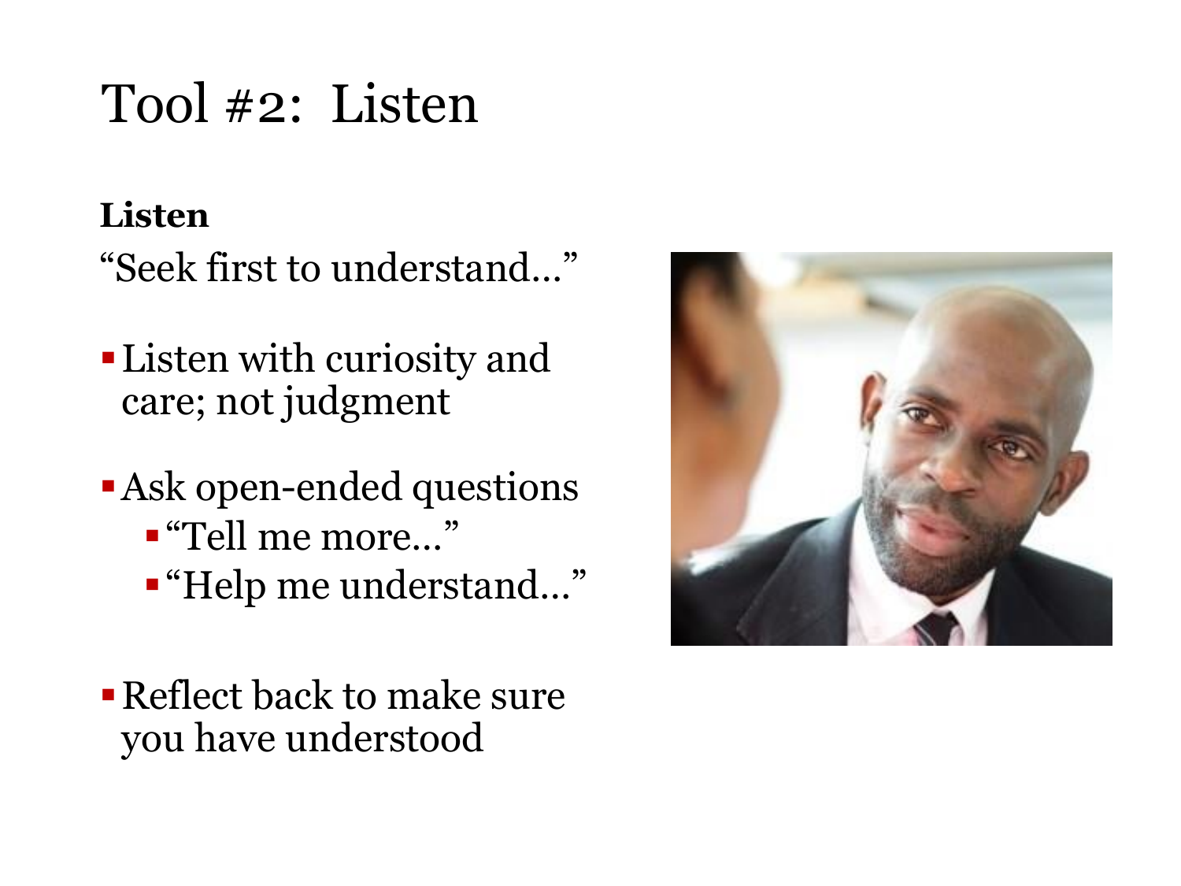# Tool #2: Listen

**Listen**

"Seek first to understand…"

- Listen with curiosity and care; not judgment
- Ask open-ended questions
  - "Tell me more…"
  - "Help me understand…"
- Reflect back to make sure you have understood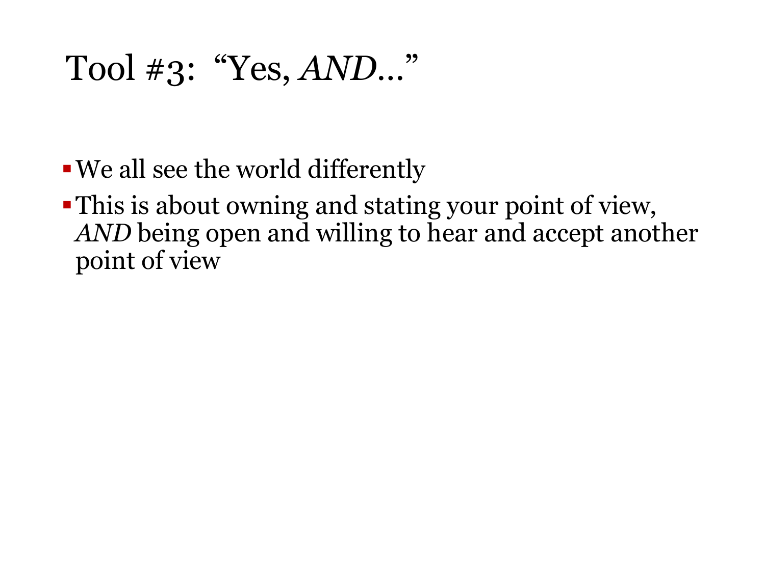# Tool #3: "Yes, *AND*…"

- We all see the world differently
- This is about owning and stating your point of view, *AND* being open and willing to hear and accept another point of view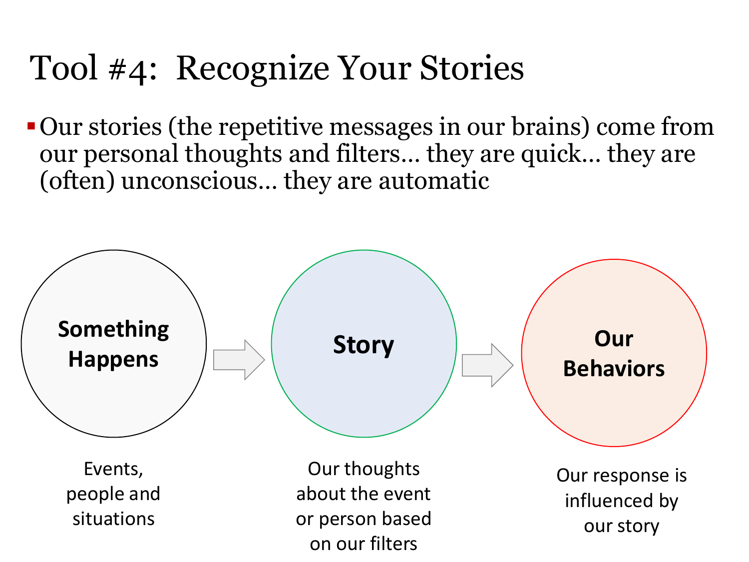# Tool #4: Recognize Your Stories

- Our stories (the repetitive messages in our brains) come from our personal thoughts and filters… they are quick… they are (often) unconscious… they are automatic

**Something Happens** → **Story** → **Our Behaviors**

**Something Happens**: Events, people and situations

**Story**: Our thoughts about the event or person based on our filters

**Our Behaviors**: Our response is influenced by our story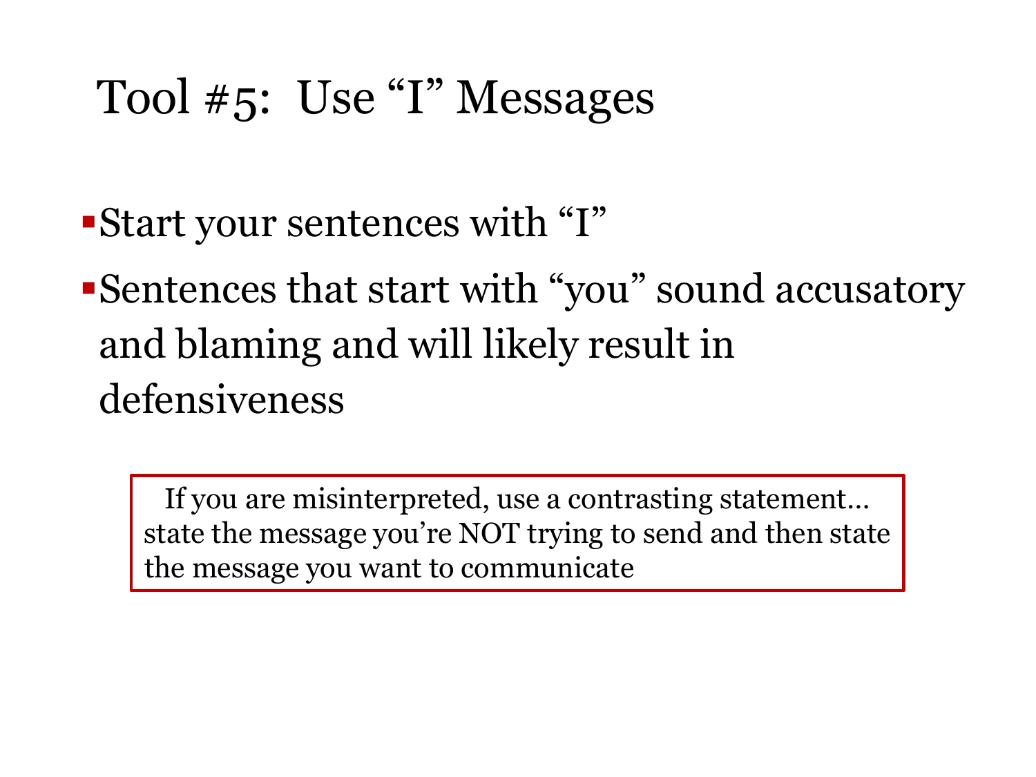# Tool #5: Use "I" Messages

- Start your sentences with "I"
- Sentences that start with "you" sound accusatory and blaming and will likely result in defensiveness

> If you are misinterpreted, use a contrasting statement… state the message you're NOT trying to send and then state the message you want to communicate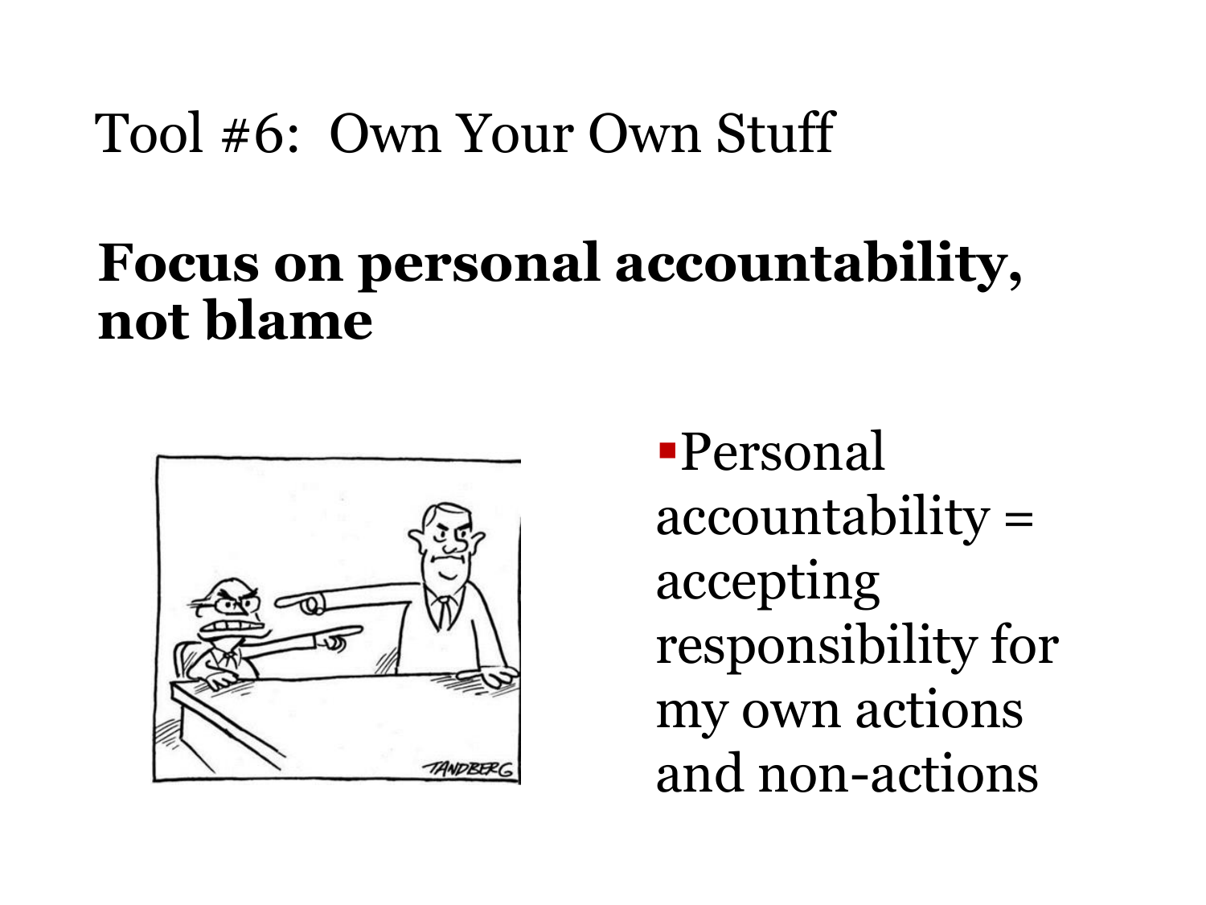# Tool #6: Own Your Own Stuff

## Focus on personal accountability, not blame

- Personal accountability = accepting responsibility for my own actions and non-actions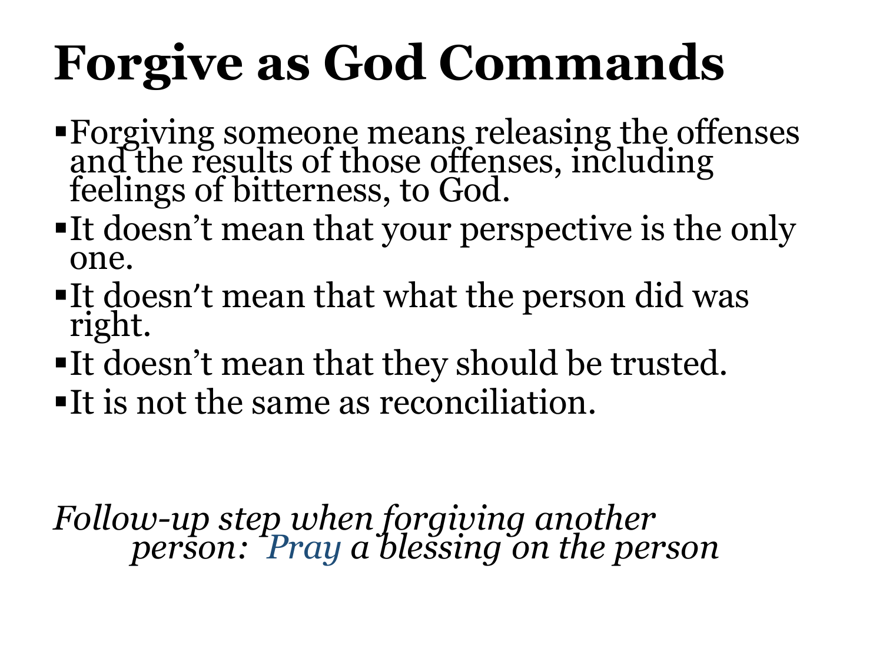# Forgive as God Commands

- Forgiving someone means releasing the offenses and the results of those offenses, including feelings of bitterness, to God.
- It doesn't mean that your perspective is the only one.
- It doesn't mean that what the person did was right.
- It doesn't mean that they should be trusted.
- It is not the same as reconciliation.

*Follow-up step when forgiving another person: Pray a blessing on the person*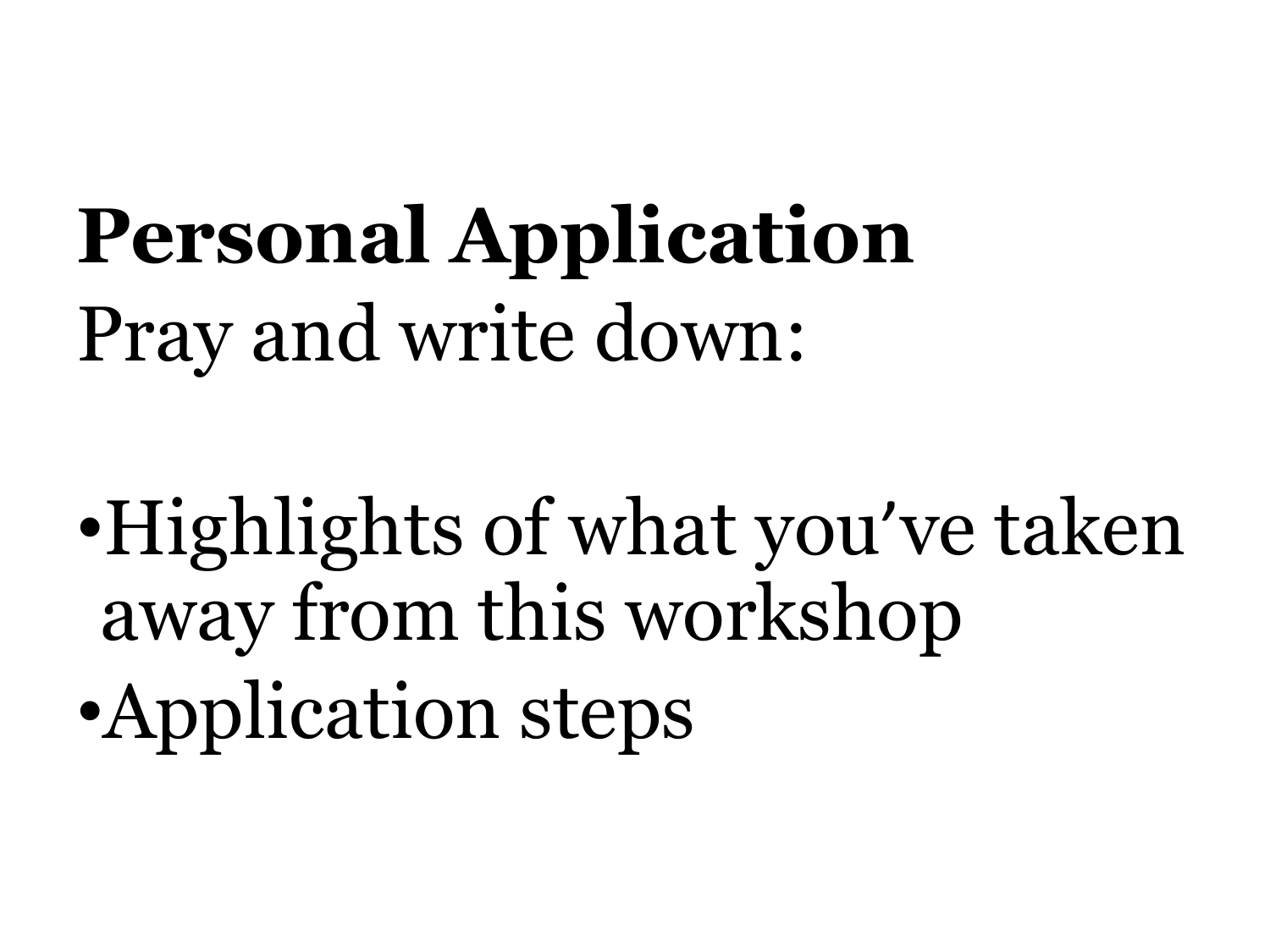**Personal Application**

Pray and write down:

- Highlights of what you’ve taken away from this workshop
- Application steps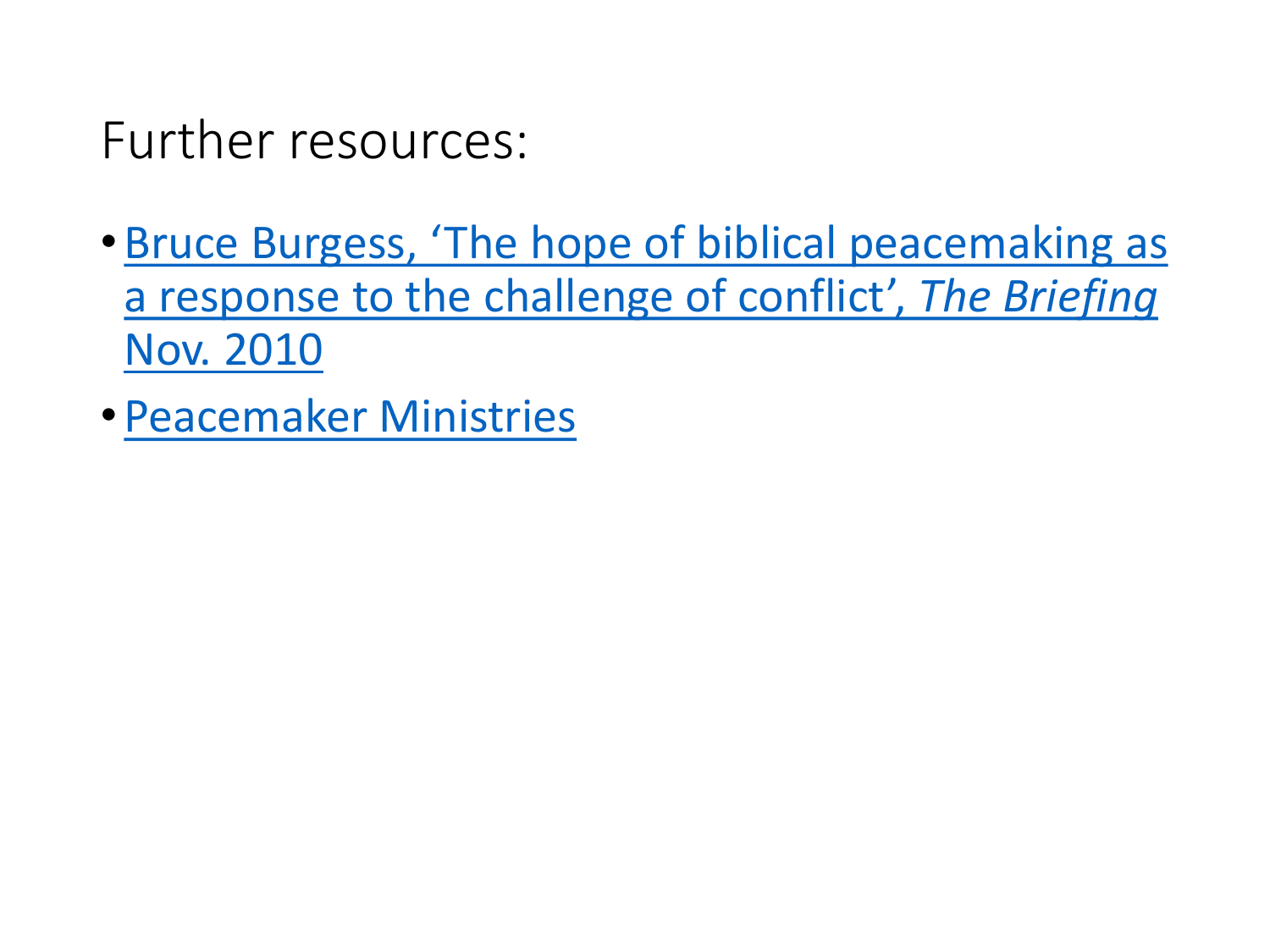# Further resources:

- Bruce Burgess, 'The hope of biblical peacemaking as a response to the challenge of conflict', *The Briefing* Nov. 2010
- Peacemaker Ministries